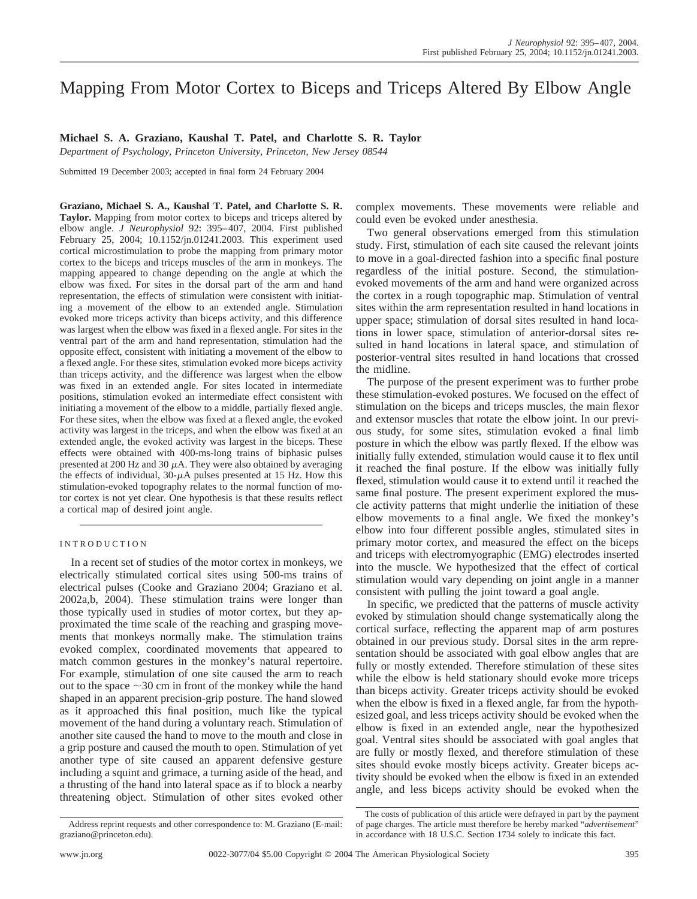# Mapping From Motor Cortex to Biceps and Triceps Altered By Elbow Angle

**Michael S. A. Graziano, Kaushal T. Patel, and Charlotte S. R. Taylor**

*Department of Psychology, Princeton University, Princeton, New Jersey 08544*

Submitted 19 December 2003; accepted in final form 24 February 2004

**Graziano, Michael S. A., Kaushal T. Patel, and Charlotte S. R. Taylor.** Mapping from motor cortex to biceps and triceps altered by elbow angle. *J Neurophysiol* 92: 395–407, 2004. First published February 25, 2004; 10.1152/jn.01241.2003. This experiment used cortical microstimulation to probe the mapping from primary motor cortex to the biceps and triceps muscles of the arm in monkeys. The mapping appeared to change depending on the angle at which the elbow was fixed. For sites in the dorsal part of the arm and hand representation, the effects of stimulation were consistent with initiating a movement of the elbow to an extended angle. Stimulation evoked more triceps activity than biceps activity, and this difference was largest when the elbow was fixed in a flexed angle. For sites in the ventral part of the arm and hand representation, stimulation had the opposite effect, consistent with initiating a movement of the elbow to a flexed angle. For these sites, stimulation evoked more biceps activity than triceps activity, and the difference was largest when the elbow was fixed in an extended angle. For sites located in intermediate positions, stimulation evoked an intermediate effect consistent with initiating a movement of the elbow to a middle, partially flexed angle. For these sites, when the elbow was fixed at a flexed angle, the evoked activity was largest in the triceps, and when the elbow was fixed at an extended angle, the evoked activity was largest in the biceps. These effects were obtained with 400-ms-long trains of biphasic pulses presented at 200 Hz and 30 μA. They were also obtained by averaging the effects of individual, 30-μA pulses presented at 15 Hz. How this stimulation-evoked topography relates to the normal function of motor cortex is not yet clear. One hypothesis is that these results reflect a cortical map of desired joint angle.

## INTRODUCTION

In a recent set of studies of the motor cortex in monkeys, we electrically stimulated cortical sites using 500-ms trains of electrical pulses (Cooke and Graziano 2004; Graziano et al. 2002a,b, 2004). These stimulation trains were longer than those typically used in studies of motor cortex, but they approximated the time scale of the reaching and grasping movements that monkeys normally make. The stimulation trains evoked complex, coordinated movements that appeared to match common gestures in the monkey's natural repertoire. For example, stimulation of one site caused the arm to reach out to the space ~30 cm in front of the monkey while the hand shaped in an apparent precision-grip posture. The hand slowed as it approached this final position, much like the typical movement of the hand during a voluntary reach. Stimulation of another site caused the hand to move to the mouth and close in a grip posture and caused the mouth to open. Stimulation of yet another type of site caused an apparent defensive gesture including a squint and grimace, a turning aside of the head, and a thrusting of the hand into lateral space as if to block a nearby threatening object. Stimulation of other sites evoked other complex movements. These movements were reliable and could even be evoked under anesthesia.

Two general observations emerged from this stimulation study. First, stimulation of each site caused the relevant joints to move in a goal-directed fashion into a specific final posture regardless of the initial posture. Second, the stimulation-evoked movements of the arm and hand were organized across the cortex in a rough topographic map. Stimulation of ventral sites within the arm representation resulted in hand locations in upper space; stimulation of dorsal sites resulted in hand locations in lower space, stimulation of anterior-dorsal sites resulted in hand locations in lateral space, and stimulation of posterior-ventral sites resulted in hand locations that crossed the midline.

The purpose of the present experiment was to further probe these stimulation-evoked postures. We focused on the effect of stimulation on the biceps and triceps muscles, the main flexor and extensor muscles that rotate the elbow joint. In our previous study, for some sites, stimulation evoked a final limb posture in which the elbow was partly flexed. If the elbow was initially fully extended, stimulation would cause it to flex until it reached the final posture. If the elbow was initially fully flexed, stimulation would cause it to extend until it reached the same final posture. The present experiment explored the muscle activity patterns that might underlie the initiation of these elbow movements to a final angle. We fixed the monkey's elbow into four different possible angles, stimulated sites in primary motor cortex, and measured the effect on the biceps and triceps with electromyographic (EMG) electrodes inserted into the muscle. We hypothesized that the effect of cortical stimulation would vary depending on joint angle in a manner consistent with pulling the joint toward a goal angle.

In specific, we predicted that the patterns of muscle activity evoked by stimulation should change systematically along the cortical surface, reflecting the apparent map of arm postures obtained in our previous study. Dorsal sites in the arm representation should be associated with goal elbow angles that are fully or mostly extended. Therefore stimulation of these sites while the elbow is held stationary should evoke more triceps than biceps activity. Greater triceps activity should be evoked when the elbow is fixed in a flexed angle, far from the hypothesized goal, and less triceps activity should be evoked when the elbow is fixed in an extended angle, near the hypothesized goal. Ventral sites should be associated with goal angles that are fully or mostly flexed, and therefore stimulation of these sites should evoke mostly biceps activity. Greater biceps activity should be evoked when the elbow is fixed in an extended angle, and less biceps activity should be evoked when the

Address reprint requests and other correspondence to: M. Graziano (E-mail: graziano@princeton.edu).

The costs of publication of this article were defrayed in part by the payment of page charges. The article must therefore be hereby marked "*advertisement*" in accordance with 18 U.S.C. Section 1734 solely to indicate this fact.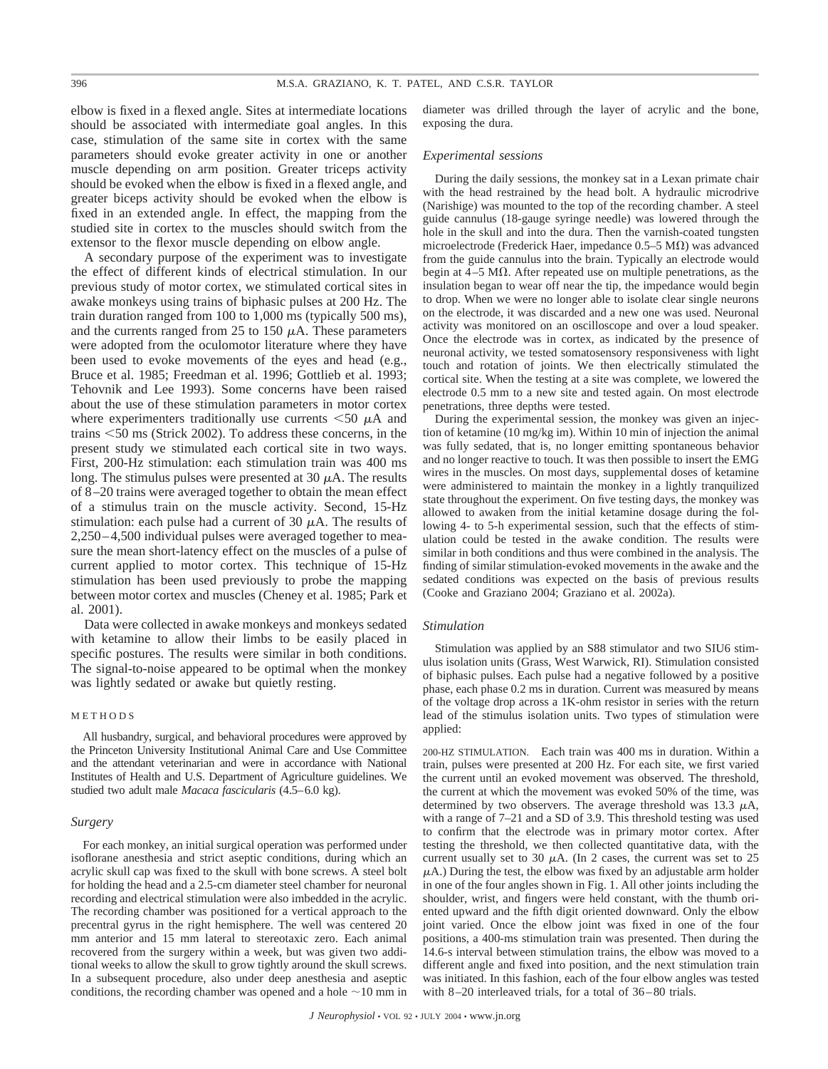elbow is fixed in a flexed angle. Sites at intermediate locations should be associated with intermediate goal angles. In this case, stimulation of the same site in cortex with the same parameters should evoke greater activity in one or another muscle depending on arm position. Greater triceps activity should be evoked when the elbow is fixed in a flexed angle, and greater biceps activity should be evoked when the elbow is fixed in an extended angle. In effect, the mapping from the studied site in cortex to the muscles should switch from the extensor to the flexor muscle depending on elbow angle.

A secondary purpose of the experiment was to investigate the effect of different kinds of electrical stimulation. In our previous study of motor cortex, we stimulated cortical sites in awake monkeys using trains of biphasic pulses at 200 Hz. The train duration ranged from 100 to 1,000 ms (typically 500 ms), and the currents ranged from 25 to 150 $\mu$A. These parameters were adopted from the oculomotor literature where they have been used to evoke movements of the eyes and head (e.g., Bruce et al. 1985; Freedman et al. 1996; Gottlieb et al. 1993; Tehovnik and Lee 1993). Some concerns have been raised about the use of these stimulation parameters in motor cortex where experimenters traditionally use currents $<$50 $\mu$A and trains $<$50 ms (Strick 2002). To address these concerns, in the present study we stimulated each cortical site in two ways. First, 200-Hz stimulation: each stimulation train was 400 ms long. The stimulus pulses were presented at 30 $\mu$A. The results of 8–20 trains were averaged together to obtain the mean effect of a stimulus train on the muscle activity. Second, 15-Hz stimulation: each pulse had a current of 30 $\mu$A. The results of 2,250–4,500 individual pulses were averaged together to measure the mean short-latency effect on the muscles of a pulse of current applied to motor cortex. This technique of 15-Hz stimulation has been used previously to probe the mapping between motor cortex and muscles (Cheney et al. 1985; Park et al. 2001).

Data were collected in awake monkeys and monkeys sedated with ketamine to allow their limbs to be easily placed in specific postures. The results were similar in both conditions. The signal-to-noise appeared to be optimal when the monkey was lightly sedated or awake but quietly resting.

## METHODS

All husbandry, surgical, and behavioral procedures were approved by the Princeton University Institutional Animal Care and Use Committee and the attendant veterinarian and were in accordance with National Institutes of Health and U.S. Department of Agriculture guidelines. We studied two adult male *Macaca fascicularis* (4.5–6.0 kg).

### *Surgery*

For each monkey, an initial surgical operation was performed under isoflurane anesthesia and strict aseptic conditions, during which an acrylic skull cap was fixed to the skull with bone screws. A steel bolt for holding the head and a 2.5-cm diameter steel chamber for neuronal recording and electrical stimulation were also imbedded in the acrylic. The recording chamber was positioned for a vertical approach to the precentral gyrus in the right hemisphere. The well was centered 20 mm anterior and 15 mm lateral to stereotaxic zero. Each animal recovered from the surgery within a week, but was given two additional weeks to allow the skull to grow tightly around the skull screws. In a subsequent procedure, also under deep anesthesia and aseptic conditions, the recording chamber was opened and a hole ~10 mm in diameter was drilled through the layer of acrylic and the bone, exposing the dura.

### *Experimental sessions*

During the daily sessions, the monkey sat in a Lexan primate chair with the head restrained by the head bolt. A hydraulic microdrive (Narishige) was mounted to the top of the recording chamber. A steel guide cannulus (18-gauge syringe needle) was lowered through the hole in the skull and into the dura. Then the varnish-coated tungsten microelectrode (Frederick Haer, impedance 0.5–5 M$\Omega$) was advanced from the guide cannulus into the brain. Typically an electrode would begin at 4–5 M$\Omega$. After repeated use on multiple penetrations, as the insulation began to wear off near the tip, the impedance would begin to drop. When we were no longer able to isolate clear single neurons on the electrode, it was discarded and a new one was used. Neuronal activity was monitored on an oscilloscope and over a loud speaker. Once the electrode was in cortex, as indicated by the presence of neuronal activity, we tested somatosensory responsiveness with light touch and rotation of joints. We then electrically stimulated the cortical site. When the testing at a site was complete, we lowered the electrode 0.5 mm to a new site and tested again. On most electrode penetrations, three depths were tested.

During the experimental session, the monkey was given an injection of ketamine (10 mg/kg im). Within 10 min of injection the animal was fully sedated, that is, no longer emitting spontaneous behavior and no longer reactive to touch. It was then possible to insert the EMG wires in the muscles. On most days, supplemental doses of ketamine were administered to maintain the monkey in a lightly tranquilized state throughout the experiment. On five testing days, the monkey was allowed to awaken from the initial ketamine dosage during the following 4- to 5-h experimental session, such that the effects of stimulation could be tested in the awake condition. The results were similar in both conditions and thus were combined in the analysis. The finding of similar stimulation-evoked movements in the awake and the sedated conditions was expected on the basis of previous results (Cooke and Graziano 2004; Graziano et al. 2002a).

### *Stimulation*

Stimulation was applied by an S88 stimulator and two SIU6 stimulus isolation units (Grass, West Warwick, RI). Stimulation consisted of biphasic pulses. Each pulse had a negative followed by a positive phase, each phase 0.2 ms in duration. Current was measured by means of the voltage drop across a 1K-ohm resistor in series with the return lead of the stimulus isolation units. Two types of stimulation were applied:

200-HZ STIMULATION. Each train was 400 ms in duration. Within a train, pulses were presented at 200 Hz. For each site, we first varied the current until an evoked movement was observed. The threshold, the current at which the movement was evoked 50% of the time, was determined by two observers. The average threshold was 13.3 $\mu$A, with a range of 7–21 and a SD of 3.9. This threshold testing was used to confirm that the electrode was in primary motor cortex. After testing the threshold, we then collected quantitative data, with the current usually set to 30 $\mu$A. (In 2 cases, the current was set to 25 $\mu$A.) During the test, the elbow was fixed by an adjustable arm holder in one of the four angles shown in Fig. 1. All other joints including the shoulder, wrist, and fingers were held constant, with the thumb oriented upward and the fifth digit oriented downward. Only the elbow joint varied. Once the elbow joint was fixed in one of the four positions, a 400-ms stimulation train was presented. Then during the 14.6-s interval between stimulation trains, the elbow was moved to a different angle and fixed into position, and the next stimulation train was initiated. In this fashion, each of the four elbow angles was tested with 8–20 interleaved trials, for a total of 36–80 trials.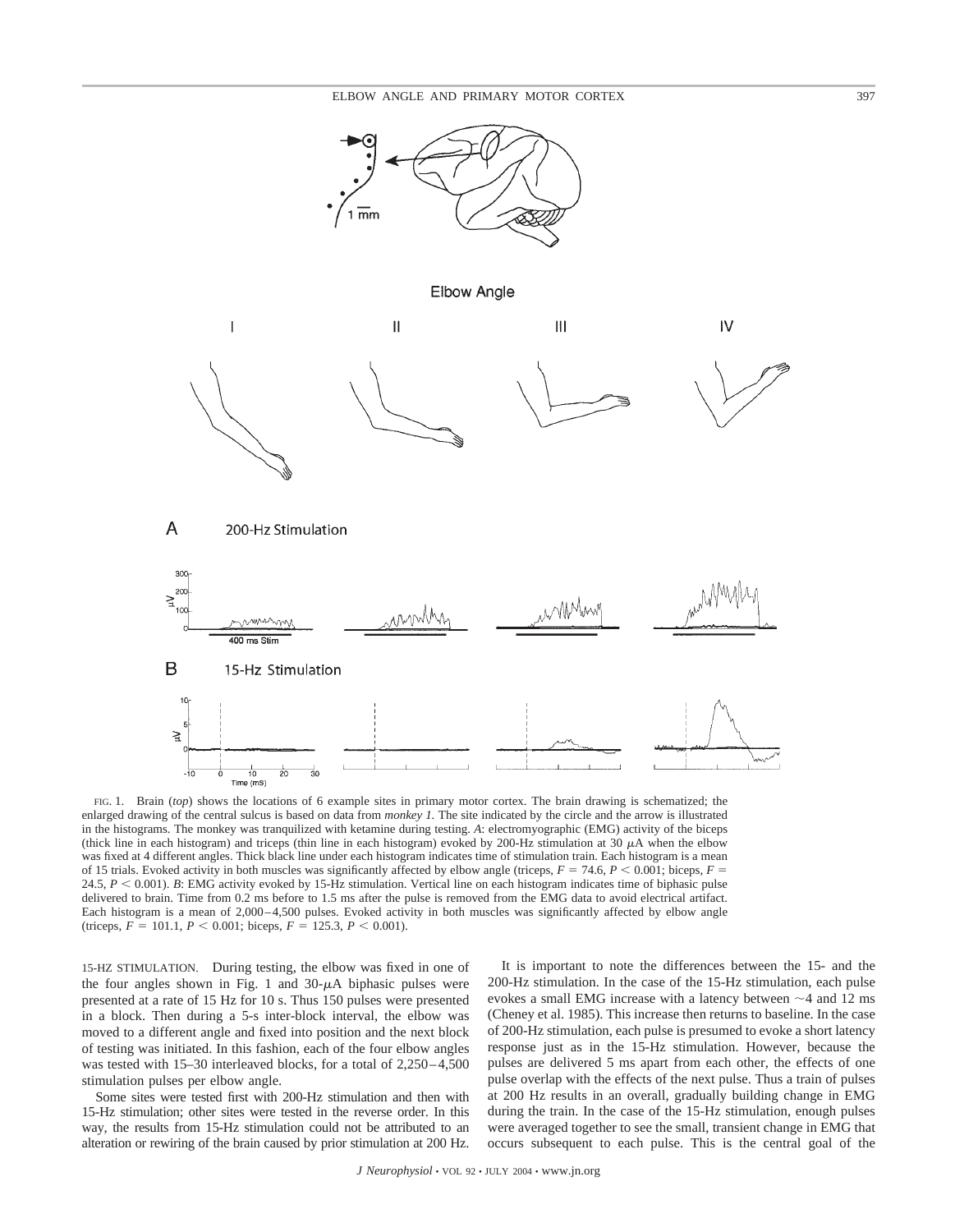FIG. 1. Brain (*top*) shows the locations of 6 example sites in primary motor cortex. The brain drawing is schematized; the enlarged drawing of the central sulcus is based on data from *monkey 1.* The site indicated by the circle and the arrow is illustrated in the histograms. The monkey was tranquilized with ketamine during testing. *A*: electromyographic (EMG) activity of the biceps (thick line in each histogram) and triceps (thin line in each histogram) evoked by 200-Hz stimulation at 30 $\mu$A when the elbow was fixed at 4 different angles. Thick black line under each histogram indicates time of stimulation train. Each histogram is a mean of 15 trials. Evoked activity in both muscles was significantly affected by elbow angle (triceps, $F = 74.6$, $P < 0.001$; biceps, $F = 24.5$, $P < 0.001$). *B*: EMG activity evoked by 15-Hz stimulation. Vertical line on each histogram indicates time of biphasic pulse delivered to brain. Time from 0.2 ms before to 1.5 ms after the pulse is removed from the EMG data to avoid electrical artifact. Each histogram is a mean of 2,000–4,500 pulses. Evoked activity in both muscles was significantly affected by elbow angle (triceps, $F = 101.1$, $P < 0.001$; biceps, $F = 125.3$, $P < 0.001$).

15-HZ STIMULATION. During testing, the elbow was fixed in one of the four angles shown in Fig. 1 and 30-$\mu$A biphasic pulses were presented at a rate of 15 Hz for 10 s. Thus 150 pulses were presented in a block. Then during a 5-s inter-block interval, the elbow was moved to a different angle and fixed into position and the next block of testing was initiated. In this fashion, each of the four elbow angles was tested with 15–30 interleaved blocks, for a total of 2,250–4,500 stimulation pulses per elbow angle.

Some sites were tested first with 200-Hz stimulation and then with 15-Hz stimulation; other sites were tested in the reverse order. In this way, the results from 15-Hz stimulation could not be attributed to an alteration or rewiring of the brain caused by prior stimulation at 200 Hz.

It is important to note the differences between the 15- and the 200-Hz stimulation. In the case of the 15-Hz stimulation, each pulse evokes a small EMG increase with a latency between ~4 and 12 ms (Cheney et al. 1985). This increase then returns to baseline. In the case of 200-Hz stimulation, each pulse is presumed to evoke a short latency response just as in the 15-Hz stimulation. However, because the pulses are delivered 5 ms apart from each other, the effects of one pulse overlap with the effects of the next pulse. Thus a train of pulses at 200 Hz results in an overall, gradually building change in EMG during the train. In the case of the 15-Hz stimulation, enough pulses were averaged together to see the small, transient change in EMG that occurs subsequent to each pulse. This is the central goal of the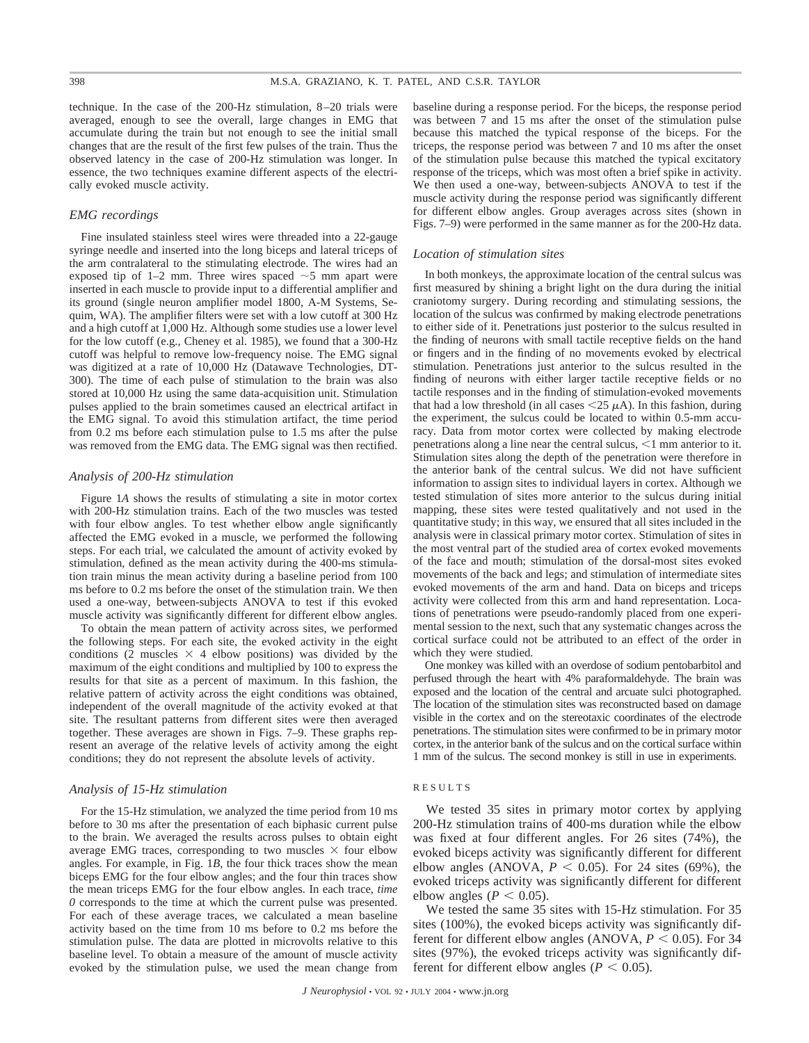technique. In the case of the 200-Hz stimulation, 8–20 trials were averaged, enough to see the overall, large changes in EMG that accumulate during the train but not enough to see the initial small changes that are the result of the first few pulses of the train. Thus the observed latency in the case of 200-Hz stimulation was longer. In essence, the two techniques examine different aspects of the electrically evoked muscle activity.

### *EMG recordings*

Fine insulated stainless steel wires were threaded into a 22-gauge syringe needle and inserted into the long biceps and lateral triceps of the arm contralateral to the stimulating electrode. The wires had an exposed tip of 1–2 mm. Three wires spaced ~5 mm apart were inserted in each muscle to provide input to a differential amplifier and its ground (single neuron amplifier model 1800, A-M Systems, Sequim, WA). The amplifier filters were set with a low cutoff at 300 Hz and a high cutoff at 1,000 Hz. Although some studies use a lower level for the low cutoff (e.g., Cheney et al. 1985), we found that a 300-Hz cutoff was helpful to remove low-frequency noise. The EMG signal was digitized at a rate of 10,000 Hz (Datawave Technologies, DT-300). The time of each pulse of stimulation to the brain was also stored at 10,000 Hz using the same data-acquisition unit. Stimulation pulses applied to the brain sometimes caused an electrical artifact in the EMG signal. To avoid this stimulation artifact, the time period from 0.2 ms before each stimulation pulse to 1.5 ms after the pulse was removed from the EMG data. The EMG signal was then rectified.

### *Analysis of 200-Hz stimulation*

Figure 1*A* shows the results of stimulating a site in motor cortex with 200-Hz stimulation trains. Each of the two muscles was tested with four elbow angles. To test whether elbow angle significantly affected the EMG evoked in a muscle, we performed the following steps. For each trial, we calculated the amount of activity evoked by stimulation, defined as the mean activity during the 400-ms stimulation train minus the mean activity during a baseline period from 100 ms before to 0.2 ms before the onset of the stimulation train. We then used a one-way, between-subjects ANOVA to test if this evoked muscle activity was significantly different for different elbow angles.

To obtain the mean pattern of activity across sites, we performed the following steps. For each site, the evoked activity in the eight conditions (2 muscles $\times$ 4 elbow positions) was divided by the maximum of the eight conditions and multiplied by 100 to express the results for that site as a percent of maximum. In this fashion, the relative pattern of activity across the eight conditions was obtained, independent of the overall magnitude of the activity evoked at that site. The resultant patterns from different sites were then averaged together. These averages are shown in Figs. 7–9. These graphs represent an average of the relative levels of activity among the eight conditions; they do not represent the absolute levels of activity.

### *Analysis of 15-Hz stimulation*

For the 15-Hz stimulation, we analyzed the time period from 10 ms before to 30 ms after the presentation of each biphasic current pulse to the brain. We averaged the results across pulses to obtain eight average EMG traces, corresponding to two muscles $\times$ four elbow angles. For example, in Fig. 1*B*, the four thick traces show the mean biceps EMG for the four elbow angles; and the four thin traces show the mean triceps EMG for the four elbow angles. In each trace, *time 0* corresponds to the time at which the current pulse was presented. For each of these average traces, we calculated a mean baseline activity based on the time from 10 ms before to 0.2 ms before the stimulation pulse. The data are plotted in microvolts relative to this baseline level. To obtain a measure of the amount of muscle activity evoked by the stimulation pulse, we used the mean change from baseline during a response period. For the biceps, the response period was between 7 and 15 ms after the onset of the stimulation pulse because this matched the typical response of the biceps. For the triceps, the response period was between 7 and 10 ms after the onset of the stimulation pulse because this matched the typical excitatory response of the triceps, which was most often a brief spike in activity. We then used a one-way, between-subjects ANOVA to test if the muscle activity during the response period was significantly different for different elbow angles. Group averages across sites (shown in Figs. 7–9) were performed in the same manner as for the 200-Hz data.

### *Location of stimulation sites*

In both monkeys, the approximate location of the central sulcus was first measured by shining a bright light on the dura during the initial craniotomy surgery. During recording and stimulating sessions, the location of the sulcus was confirmed by making electrode penetrations to either side of it. Penetrations just posterior to the sulcus resulted in the finding of neurons with small tactile receptive fields on the hand or fingers and in the finding of no movements evoked by electrical stimulation. Penetrations just anterior to the sulcus resulted in the finding of neurons with either larger tactile receptive fields or no tactile responses and in the finding of stimulation-evoked movements that had a low threshold (in all cases $<$25 $\mu$A). In this fashion, during the experiment, the sulcus could be located to within 0.5-mm accuracy. Data from motor cortex were collected by making electrode penetrations along a line near the central sulcus, $<$1 mm anterior to it. Stimulation sites along the depth of the penetration were therefore in the anterior bank of the central sulcus. We did not have sufficient information to assign sites to individual layers in cortex. Although we tested stimulation of sites more anterior to the sulcus during initial mapping, these sites were tested qualitatively and not used in the quantitative study; in this way, we ensured that all sites included in the analysis were in classical primary motor cortex. Stimulation of sites in the most ventral part of the studied area of cortex evoked movements of the face and mouth; stimulation of the dorsal-most sites evoked movements of the back and legs; and stimulation of intermediate sites evoked movements of the arm and hand. Data on biceps and triceps activity were collected from this arm and hand representation. Locations of penetrations were pseudo-randomly placed from one experimental session to the next, such that any systematic changes across the cortical surface could not be attributed to an effect of the order in which they were studied.

One monkey was killed with an overdose of sodium pentobarbitol and perfused through the heart with 4% paraformaldehyde. The brain was exposed and the location of the central and arcuate sulci photographed. The location of the stimulation sites was reconstructed based on damage visible in the cortex and on the stereotaxic coordinates of the electrode penetrations. The stimulation sites were confirmed to be in primary motor cortex, in the anterior bank of the sulcus and on the cortical surface within 1 mm of the sulcus. The second monkey is still in use in experiments.

## RESULTS

We tested 35 sites in primary motor cortex by applying 200-Hz stimulation trains of 400-ms duration while the elbow was fixed at four different angles. For 26 sites (74%), the evoked biceps activity was significantly different for different elbow angles (ANOVA, $P < 0.05$). For 24 sites (69%), the evoked triceps activity was significantly different for different elbow angles ($P < 0.05$).

We tested the same 35 sites with 15-Hz stimulation. For 35 sites (100%), the evoked biceps activity was significantly different for different elbow angles (ANOVA, $P < 0.05$). For 34 sites (97%), the evoked triceps activity was significantly different for different elbow angles ($P < 0.05$).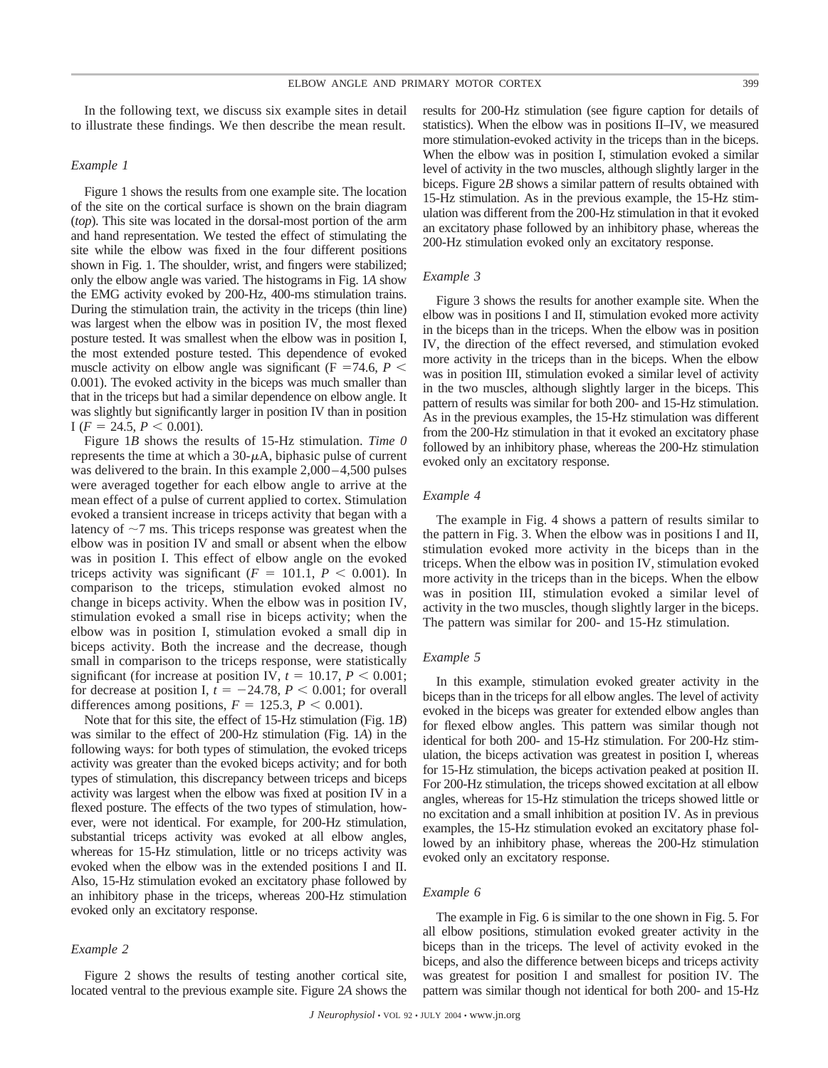In the following text, we discuss six example sites in detail to illustrate these findings. We then describe the mean result.

### *Example 1*

Figure 1 shows the results from one example site. The location of the site on the cortical surface is shown on the brain diagram (*top*). This site was located in the dorsal-most portion of the arm and hand representation. We tested the effect of stimulating the site while the elbow was fixed in the four different positions shown in Fig. 1. The shoulder, wrist, and fingers were stabilized; only the elbow angle was varied. The histograms in Fig. 1*A* show the EMG activity evoked by 200-Hz, 400-ms stimulation trains. During the stimulation train, the activity in the triceps (thin line) was largest when the elbow was in position IV, the most flexed posture tested. It was smallest when the elbow was in position I, the most extended posture tested. This dependence of evoked muscle activity on elbow angle was significant ($F = 74.6$, $P < 0.001$). The evoked activity in the biceps was much smaller than that in the triceps but had a similar dependence on elbow angle. It was slightly but significantly larger in position IV than in position I ($F = 24.5$, $P < 0.001$).

Figure 1*B* shows the results of 15-Hz stimulation. *Time 0* represents the time at which a 30-$\mu$A, biphasic pulse of current was delivered to the brain. In this example 2,000–4,500 pulses were averaged together for each elbow angle to arrive at the mean effect of a pulse of current applied to cortex. Stimulation evoked a transient increase in triceps activity that began with a latency of ~7 ms. This triceps response was greatest when the elbow was in position IV and small or absent when the elbow was in position I. This effect of elbow angle on the evoked triceps activity was significant ($F = 101.1$, $P < 0.001$). In comparison to the triceps, stimulation evoked almost no change in biceps activity. When the elbow was in position IV, stimulation evoked a small rise in biceps activity; when the elbow was in position I, stimulation evoked a small dip in biceps activity. Both the increase and the decrease, though small in comparison to the triceps response, were statistically significant (for increase at position IV, $t = 10.17$, $P < 0.001$; for decrease at position I, $t = -24.78$, $P < 0.001$; for overall differences among positions, $F = 125.3$, $P < 0.001$).

Note that for this site, the effect of 15-Hz stimulation (Fig. 1*B*) was similar to the effect of 200-Hz stimulation (Fig. 1*A*) in the following ways: for both types of stimulation, the evoked triceps activity was greater than the evoked biceps activity; and for both types of stimulation, this discrepancy between triceps and biceps activity was largest when the elbow was fixed at position IV in a flexed posture. The effects of the two types of stimulation, however, were not identical. For example, for 200-Hz stimulation, substantial triceps activity was evoked at all elbow angles, whereas for 15-Hz stimulation, little or no triceps activity was evoked when the elbow was in the extended positions I and II. Also, 15-Hz stimulation evoked an excitatory phase followed by an inhibitory phase in the triceps, whereas 200-Hz stimulation evoked only an excitatory response.

### *Example 2*

Figure 2 shows the results of testing another cortical site, located ventral to the previous example site. Figure 2*A* shows the results for 200-Hz stimulation (see figure caption for details of statistics). When the elbow was in positions II–IV, we measured more stimulation-evoked activity in the triceps than in the biceps. When the elbow was in position I, stimulation evoked a similar level of activity in the two muscles, although slightly larger in the biceps. Figure 2*B* shows a similar pattern of results obtained with 15-Hz stimulation. As in the previous example, the 15-Hz stimulation was different from the 200-Hz stimulation in that it evoked an excitatory phase followed by an inhibitory phase, whereas the 200-Hz stimulation evoked only an excitatory response.

### *Example 3*

Figure 3 shows the results for another example site. When the elbow was in positions I and II, stimulation evoked more activity in the biceps than in the triceps. When the elbow was in position IV, the direction of the effect reversed, and stimulation evoked more activity in the triceps than in the biceps. When the elbow was in position III, stimulation evoked a similar level of activity in the two muscles, although slightly larger in the biceps. This pattern of results was similar for both 200- and 15-Hz stimulation. As in the previous examples, the 15-Hz stimulation was different from the 200-Hz stimulation in that it evoked an excitatory phase followed by an inhibitory phase, whereas the 200-Hz stimulation evoked only an excitatory response.

### *Example 4*

The example in Fig. 4 shows a pattern of results similar to the pattern in Fig. 3. When the elbow was in positions I and II, stimulation evoked more activity in the biceps than in the triceps. When the elbow was in position IV, stimulation evoked more activity in the triceps than in the biceps. When the elbow was in position III, stimulation evoked a similar level of activity in the two muscles, though slightly larger in the biceps. The pattern was similar for 200- and 15-Hz stimulation.

### *Example 5*

In this example, stimulation evoked greater activity in the biceps than in the triceps for all elbow angles. The level of activity evoked in the biceps was greater for extended elbow angles than for flexed elbow angles. This pattern was similar though not identical for both 200- and 15-Hz stimulation. For 200-Hz stimulation, the biceps activation was greatest in position I, whereas for 15-Hz stimulation, the biceps activation peaked at position II. For 200-Hz stimulation, the triceps showed excitation at all elbow angles, whereas for 15-Hz stimulation the triceps showed little or no excitation and a small inhibition at position IV. As in previous examples, the 15-Hz stimulation evoked an excitatory phase followed by an inhibitory phase, whereas the 200-Hz stimulation evoked only an excitatory response.

### *Example 6*

The example in Fig. 6 is similar to the one shown in Fig. 5. For all elbow positions, stimulation evoked greater activity in the biceps than in the triceps. The level of activity evoked in the biceps, and also the difference between biceps and triceps activity was greatest for position I and smallest for position IV. The pattern was similar though not identical for both 200- and 15-Hz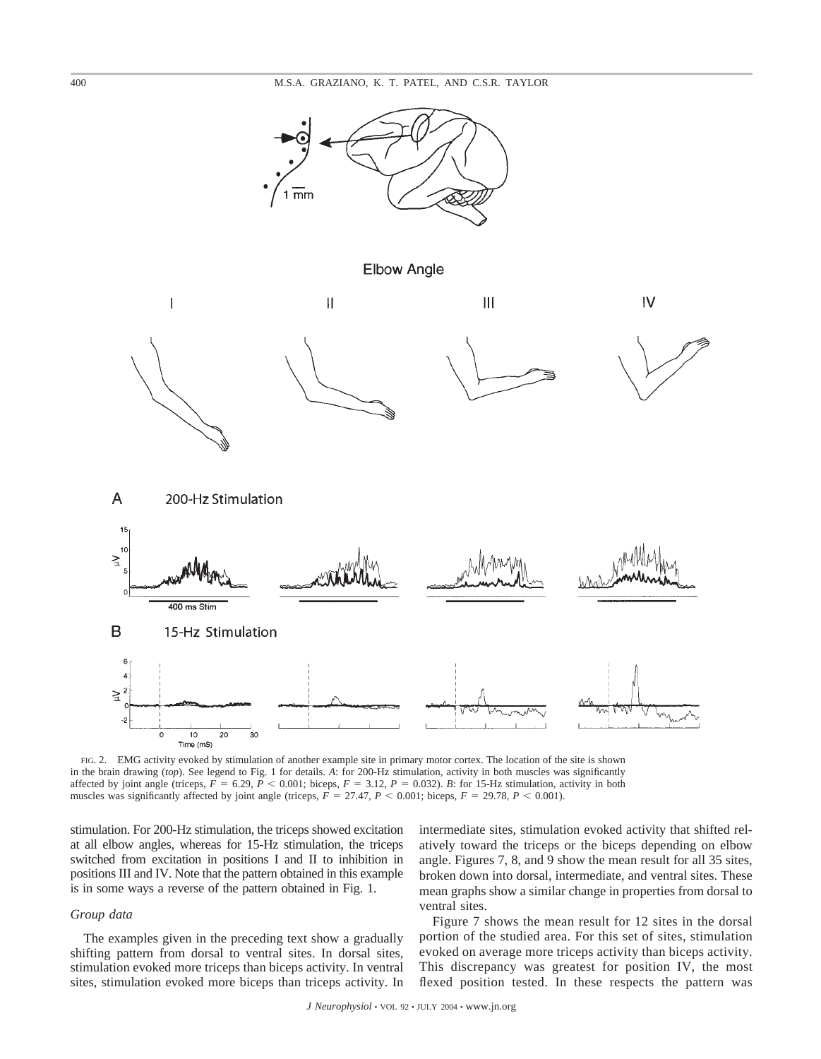FIG. 2. EMG activity evoked by stimulation of another example site in primary motor cortex. The location of the site is shown in the brain drawing (*top*). See legend to Fig. 1 for details. *A*: for 200-Hz stimulation, activity in both muscles was significantly affected by joint angle (triceps, $F = 6.29$, $P < 0.001$; biceps, $F = 3.12$, $P = 0.032$). *B*: for 15-Hz stimulation, activity in both muscles was significantly affected by joint angle (triceps, $F = 27.47$, $P < 0.001$; biceps, $F = 29.78$, $P < 0.001$).

stimulation. For 200-Hz stimulation, the triceps showed excitation at all elbow angles, whereas for 15-Hz stimulation, the triceps switched from excitation in positions I and II to inhibition in positions III and IV. Note that the pattern obtained in this example is in some ways a reverse of the pattern obtained in Fig. 1.

### *Group data*

The examples given in the preceding text show a gradually shifting pattern from dorsal to ventral sites. In dorsal sites, stimulation evoked more triceps than biceps activity. In ventral sites, stimulation evoked more biceps than triceps activity. In intermediate sites, stimulation evoked activity that shifted relatively toward the triceps or the biceps depending on elbow angle. Figures 7, 8, and 9 show the mean result for all 35 sites, broken down into dorsal, intermediate, and ventral sites. These mean graphs show a similar change in properties from dorsal to ventral sites.

Figure 7 shows the mean result for 12 sites in the dorsal portion of the studied area. For this set of sites, stimulation evoked on average more triceps activity than biceps activity. This discrepancy was greatest for position IV, the most flexed position tested. In these respects the pattern was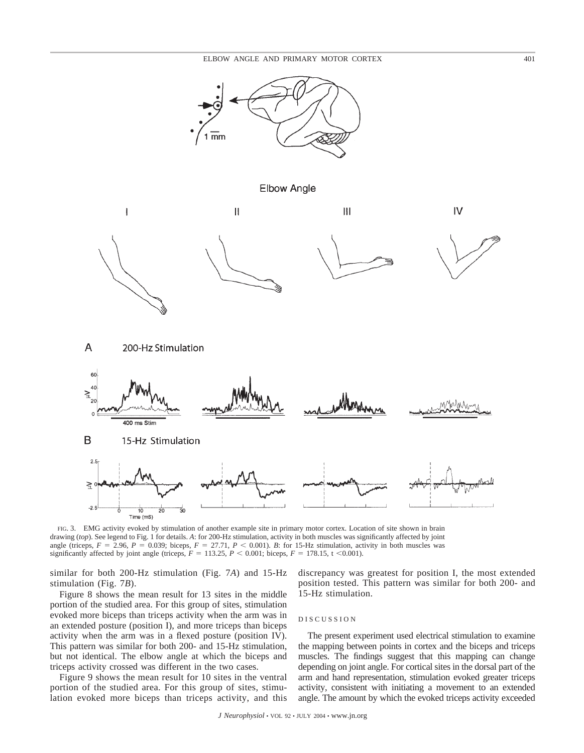FIG. 3. EMG activity evoked by stimulation of another example site in primary motor cortex. Location of site shown in brain drawing (*top*). See legend to Fig. 1 for details. *A*: for 200-Hz stimulation, activity in both muscles was significantly affected by joint angle (triceps, $F = 2.96$, $P = 0.039$; biceps, $F = 27.71$, $P < 0.001$). *B*: for 15-Hz stimulation, activity in both muscles was significantly affected by joint angle (triceps, $F = 113.25$, $P < 0.001$; biceps, $F = 178.15$, t $<0.001$).

similar for both 200-Hz stimulation (Fig. 7*A*) and 15-Hz stimulation (Fig. 7*B*).

Figure 8 shows the mean result for 13 sites in the middle portion of the studied area. For this group of sites, stimulation evoked more biceps than triceps activity when the arm was in an extended posture (position I), and more triceps than biceps activity when the arm was in a flexed posture (position IV). This pattern was similar for both 200- and 15-Hz stimulation, but not identical. The elbow angle at which the biceps and triceps activity crossed was different in the two cases.

Figure 9 shows the mean result for 10 sites in the ventral portion of the studied area. For this group of sites, stimulation evoked more biceps than triceps activity, and this discrepancy was greatest for position I, the most extended position tested. This pattern was similar for both 200- and 15-Hz stimulation.

## DISCUSSION

The present experiment used electrical stimulation to examine the mapping between points in cortex and the biceps and triceps muscles. The findings suggest that this mapping can change depending on joint angle. For cortical sites in the dorsal part of the arm and hand representation, stimulation evoked greater triceps activity, consistent with initiating a movement to an extended angle. The amount by which the evoked triceps activity exceeded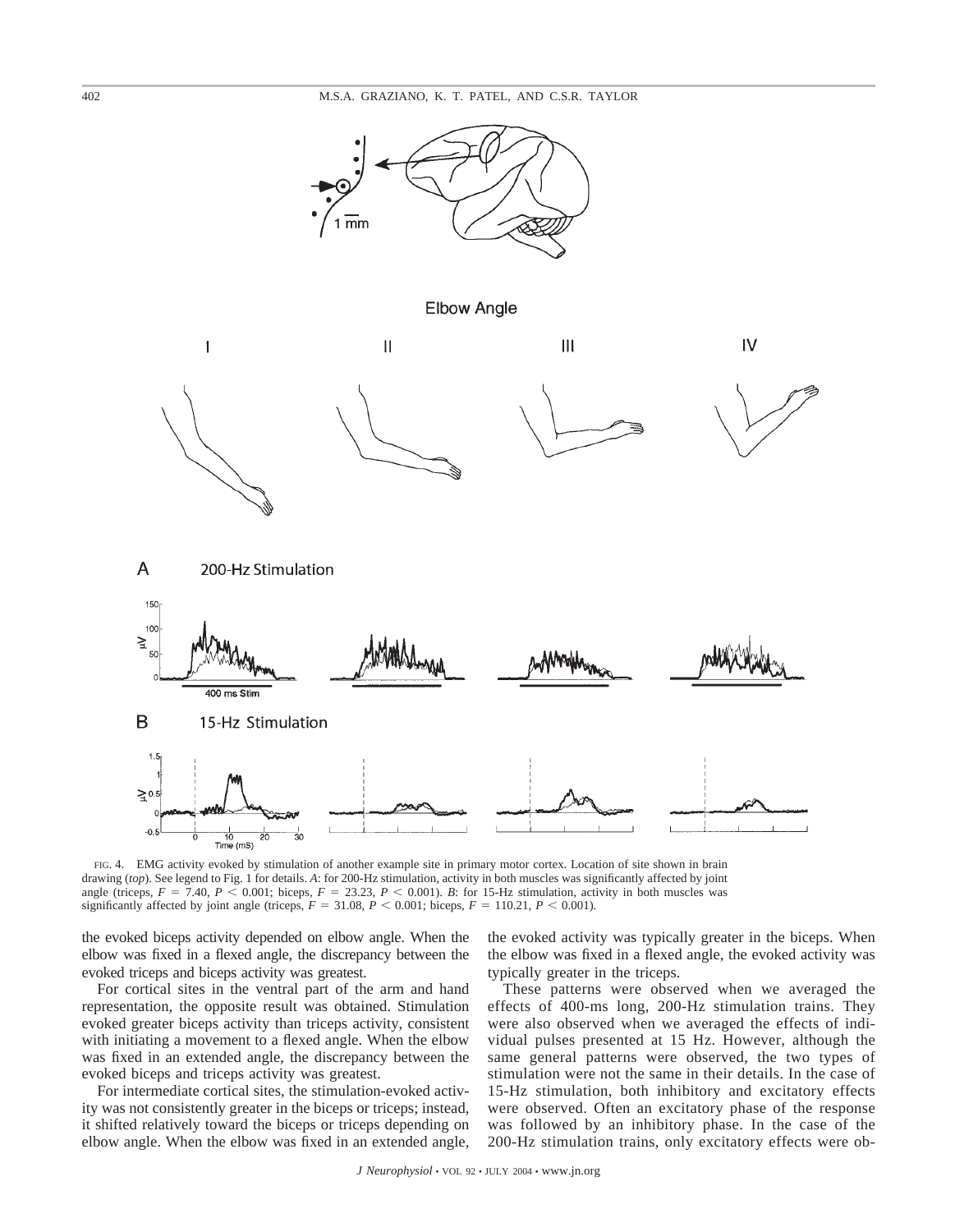FIG. 4. EMG activity evoked by stimulation of another example site in primary motor cortex. Location of site shown in brain drawing (*top*). See legend to Fig. 1 for details. *A*: for 200-Hz stimulation, activity in both muscles was significantly affected by joint angle (triceps, $F = 7.40$, $P < 0.001$; biceps, $F = 23.23$, $P < 0.001$). *B*: for 15-Hz stimulation, activity in both muscles was significantly affected by joint angle (triceps, $F = 31.08$, $P < 0.001$; biceps, $F = 110.21$, $P < 0.001$).

the evoked biceps activity depended on elbow angle. When the elbow was fixed in a flexed angle, the discrepancy between the evoked triceps and biceps activity was greatest.

For cortical sites in the ventral part of the arm and hand representation, the opposite result was obtained. Stimulation evoked greater biceps activity than triceps activity, consistent with initiating a movement to a flexed angle. When the elbow was fixed in an extended angle, the discrepancy between the evoked biceps and triceps activity was greatest.

For intermediate cortical sites, the stimulation-evoked activity was not consistently greater in the biceps or triceps; instead, it shifted relatively toward the biceps or triceps depending on elbow angle. When the elbow was fixed in an extended angle, the evoked activity was typically greater in the biceps. When the elbow was fixed in a flexed angle, the evoked activity was typically greater in the triceps.

These patterns were observed when we averaged the effects of 400-ms long, 200-Hz stimulation trains. They were also observed when we averaged the effects of individual pulses presented at 15 Hz. However, although the same general patterns were observed, the two types of stimulation were not the same in their details. In the case of 15-Hz stimulation, both inhibitory and excitatory effects were observed. Often an excitatory phase of the response was followed by an inhibitory phase. In the case of the 200-Hz stimulation trains, only excitatory effects were ob-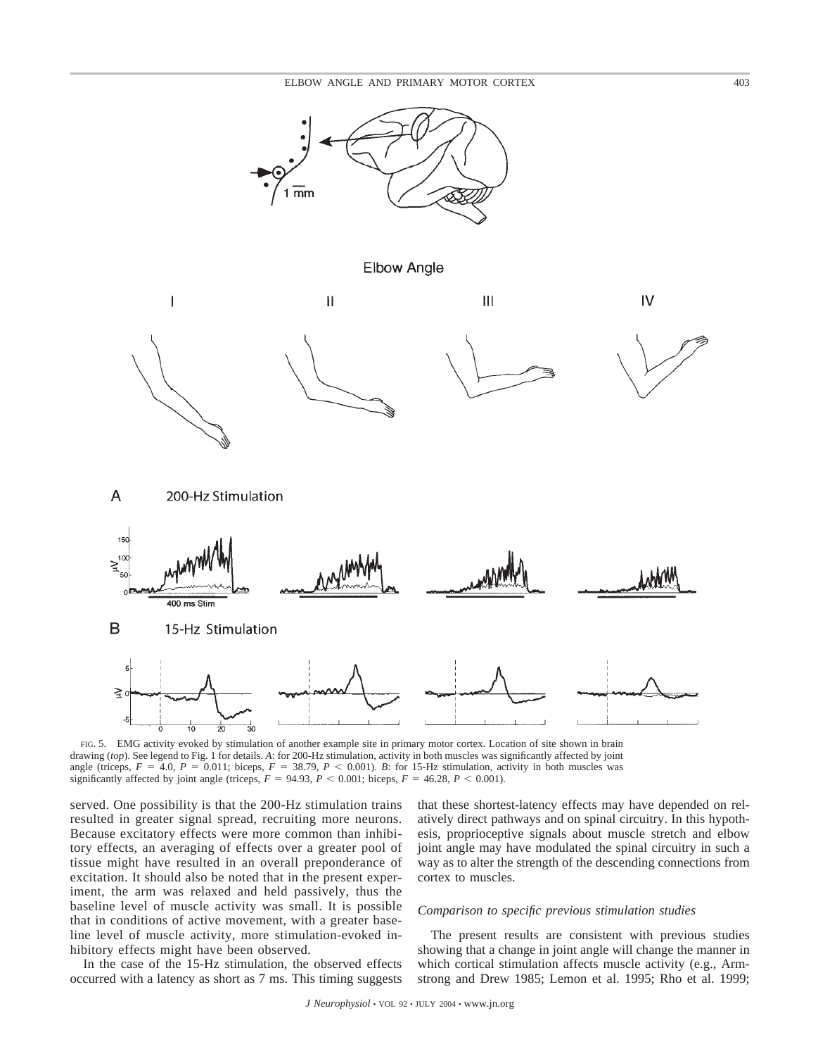FIG. 5. EMG activity evoked by stimulation of another example site in primary motor cortex. Location of site shown in brain drawing (*top*). See legend to Fig. 1 for details. *A*: for 200-Hz stimulation, activity in both muscles was significantly affected by joint angle (triceps, $F = 4.0$, $P = 0.011$; biceps, $F = 38.79$, $P < 0.001$). *B*: for 15-Hz stimulation, activity in both muscles was significantly affected by joint angle (triceps, $F = 94.93$, $P < 0.001$; biceps, $F = 46.28$, $P < 0.001$).

served. One possibility is that the 200-Hz stimulation trains resulted in greater signal spread, recruiting more neurons. Because excitatory effects were more common than inhibitory effects, an averaging of effects over a greater pool of tissue might have resulted in an overall preponderance of excitation. It should also be noted that in the present experiment, the arm was relaxed and held passively, thus the baseline level of muscle activity was small. It is possible that in conditions of active movement, with a greater baseline level of muscle activity, more stimulation-evoked inhibitory effects might have been observed.

In the case of the 15-Hz stimulation, the observed effects occurred with a latency as short as 7 ms. This timing suggests that these shortest-latency effects may have depended on relatively direct pathways and on spinal circuitry. In this hypothesis, proprioceptive signals about muscle stretch and elbow joint angle may have modulated the spinal circuitry in such a way as to alter the strength of the descending connections from cortex to muscles.

### *Comparison to specific previous stimulation studies*

The present results are consistent with previous studies showing that a change in joint angle will change the manner in which cortical stimulation affects muscle activity (e.g., Armstrong and Drew 1985; Lemon et al. 1995; Rho et al. 1999;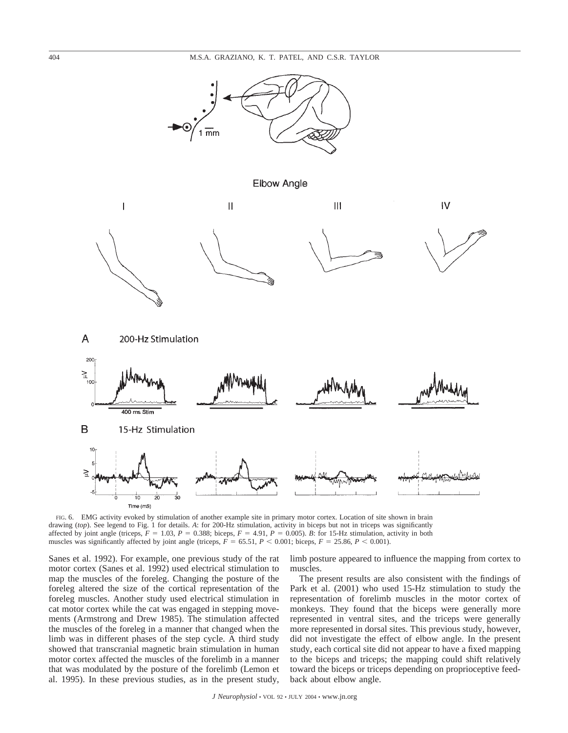FIG. 6. EMG activity evoked by stimulation of another example site in primary motor cortex. Location of site shown in brain drawing (*top*). See legend to Fig. 1 for details. *A*: for 200-Hz stimulation, activity in biceps but not in triceps was significantly affected by joint angle (triceps, $F = 1.03$, $P = 0.388$; biceps, $F = 4.91$, $P = 0.005$). *B*: for 15-Hz stimulation, activity in both muscles was significantly affected by joint angle (triceps, $F = 65.51$, $P < 0.001$; biceps, $F = 25.86$, $P < 0.001$).

Sanes et al. 1992). For example, one previous study of the rat motor cortex (Sanes et al. 1992) used electrical stimulation to map the muscles of the foreleg. Changing the posture of the foreleg altered the size of the cortical representation of the foreleg muscles. Another study used electrical stimulation in cat motor cortex while the cat was engaged in stepping movements (Armstrong and Drew 1985). The stimulation affected the muscles of the foreleg in a manner that changed when the limb was in different phases of the step cycle. A third study showed that transcranial magnetic brain stimulation in human motor cortex affected the muscles of the forelimb in a manner that was modulated by the posture of the forelimb (Lemon et al. 1995). In these previous studies, as in the present study, limb posture appeared to influence the mapping from cortex to muscles.

The present results are also consistent with the findings of Park et al. (2001) who used 15-Hz stimulation to study the representation of forelimb muscles in the motor cortex of monkeys. They found that the biceps were generally more represented in ventral sites, and the triceps were generally more represented in dorsal sites. This previous study, however, did not investigate the effect of elbow angle. In the present study, each cortical site did not appear to have a fixed mapping to the biceps and triceps; the mapping could shift relatively toward the biceps or triceps depending on proprioceptive feedback about elbow angle.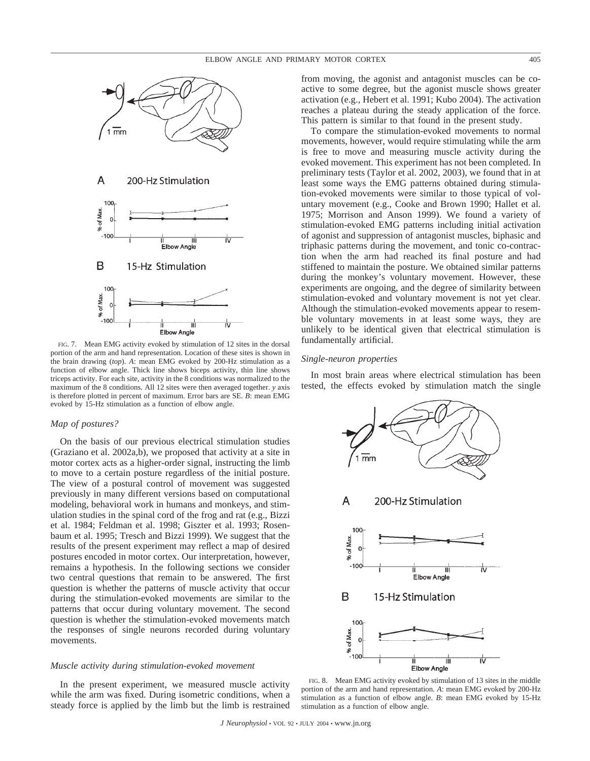FIG. 7. Mean EMG activity evoked by stimulation of 12 sites in the dorsal portion of the arm and hand representation. Location of these sites is shown in the brain drawing (*top*). *A*: mean EMG evoked by 200-Hz stimulation as a function of elbow angle. Thick line shows biceps activity, thin line shows triceps activity. For each site, activity in the 8 conditions was normalized to the maximum of the 8 conditions. All 12 sites were then averaged together. *y* axis is therefore plotted in percent of maximum. Error bars are SE. *B*: mean EMG evoked by 15-Hz stimulation as a function of elbow angle.

### *Map of postures?*

On the basis of our previous electrical stimulation studies (Graziano et al. 2002a,b), we proposed that activity at a site in motor cortex acts as a higher-order signal, instructing the limb to move to a certain posture regardless of the initial posture. The view of a postural control of movement was suggested previously in many different versions based on computational modeling, behavioral work in humans and monkeys, and stimulation studies in the spinal cord of the frog and rat (e.g., Bizzi et al. 1984; Feldman et al. 1998; Giszter et al. 1993; Rosenbaum et al. 1995; Tresch and Bizzi 1999). We suggest that the results of the present experiment may reflect a map of desired postures encoded in motor cortex. Our interpretation, however, remains a hypothesis. In the following sections we consider two central questions that remain to be answered. The first question is whether the patterns of muscle activity that occur during the stimulation-evoked movements are similar to the patterns that occur during voluntary movement. The second question is whether the stimulation-evoked movements match the responses of single neurons recorded during voluntary movements.

### *Muscle activity during stimulation-evoked movement*

In the present experiment, we measured muscle activity while the arm was fixed. During isometric conditions, when a steady force is applied by the limb but the limb is restrained from moving, the agonist and antagonist muscles can be coactive to some degree, but the agonist muscle shows greater activation (e.g., Hebert et al. 1991; Kubo 2004). The activation reaches a plateau during the steady application of the force. This pattern is similar to that found in the present study.

To compare the stimulation-evoked movements to normal movements, however, would require stimulating while the arm is free to move and measuring muscle activity during the evoked movement. This experiment has not been completed. In preliminary tests (Taylor et al. 2002, 2003), we found that in at least some ways the EMG patterns obtained during stimulation-evoked movements were similar to those typical of voluntary movement (e.g., Cooke and Brown 1990; Hallet et al. 1975; Morrison and Anson 1999). We found a variety of stimulation-evoked EMG patterns including initial activation of agonist and suppression of antagonist muscles, biphasic and triphasic patterns during the movement, and tonic co-contraction when the arm had reached its final posture and had stiffened to maintain the posture. We obtained similar patterns during the monkey's voluntary movement. However, these experiments are ongoing, and the degree of similarity between stimulation-evoked and voluntary movement is not yet clear. Although the stimulation-evoked movements appear to resemble voluntary movements in at least some ways, they are unlikely to be identical given that electrical stimulation is fundamentally artificial.

### *Single-neuron properties*

In most brain areas where electrical stimulation has been tested, the effects evoked by stimulation match the single

FIG. 8. Mean EMG activity evoked by stimulation of 13 sites in the middle portion of the arm and hand representation. *A*: mean EMG evoked by 200-Hz stimulation as a function of elbow angle. *B*: mean EMG evoked by 15-Hz stimulation as a function of elbow angle.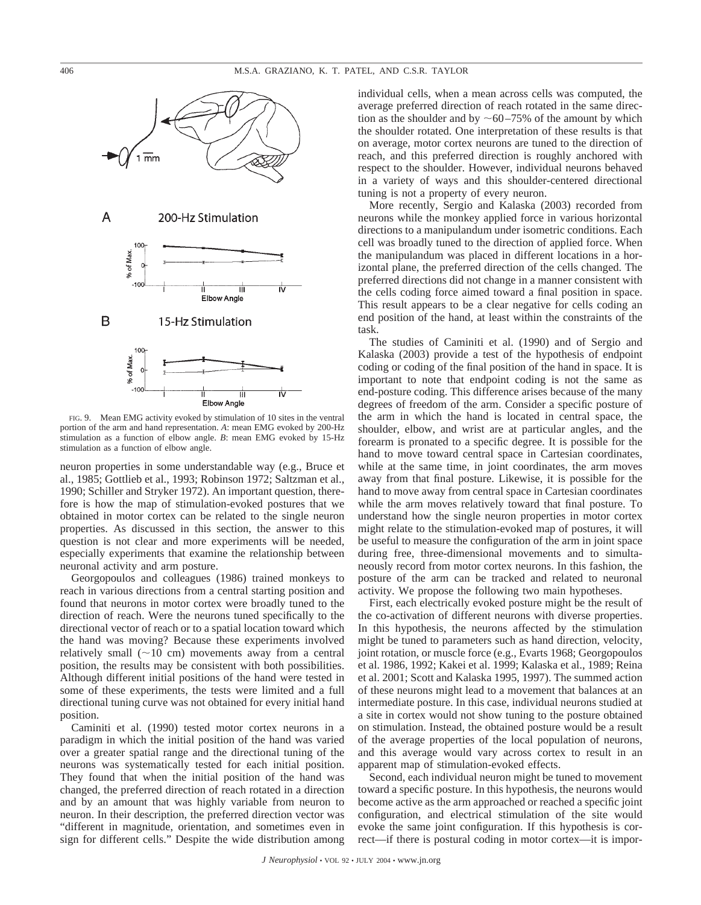FIG. 9. Mean EMG activity evoked by stimulation of 10 sites in the ventral portion of the arm and hand representation. *A*: mean EMG evoked by 200-Hz stimulation as a function of elbow angle. *B*: mean EMG evoked by 15-Hz stimulation as a function of elbow angle.

neuron properties in some understandable way (e.g., Bruce et al., 1985; Gottlieb et al., 1993; Robinson 1972; Saltzman et al., 1990; Schiller and Stryker 1972). An important question, therefore is how the map of stimulation-evoked postures that we obtained in motor cortex can be related to the single neuron properties. As discussed in this section, the answer to this question is not clear and more experiments will be needed, especially experiments that examine the relationship between neuronal activity and arm posture.

Georgopoulos and colleagues (1986) trained monkeys to reach in various directions from a central starting position and found that neurons in motor cortex were broadly tuned to the direction of reach. Were the neurons tuned specifically to the directional vector of reach or to a spatial location toward which the hand was moving? Because these experiments involved relatively small (~10 cm) movements away from a central position, the results may be consistent with both possibilities. Although different initial positions of the hand were tested in some of these experiments, the tests were limited and a full directional tuning curve was not obtained for every initial hand position.

Caminiti et al. (1990) tested motor cortex neurons in a paradigm in which the initial position of the hand was varied over a greater spatial range and the directional tuning of the neurons was systematically tested for each initial position. They found that when the initial position of the hand was changed, the preferred direction of reach rotated in a direction and by an amount that was highly variable from neuron to neuron. In their description, the preferred direction vector was "different in magnitude, orientation, and sometimes even in sign for different cells." Despite the wide distribution among individual cells, when a mean across cells was computed, the average preferred direction of reach rotated in the same direction as the shoulder and by ~60–75% of the amount by which the shoulder rotated. One interpretation of these results is that on average, motor cortex neurons are tuned to the direction of reach, and this preferred direction is roughly anchored with respect to the shoulder. However, individual neurons behaved in a variety of ways and this shoulder-centered directional tuning is not a property of every neuron.

More recently, Sergio and Kalaska (2003) recorded from neurons while the monkey applied force in various horizontal directions to a manipulandum under isometric conditions. Each cell was broadly tuned to the direction of applied force. When the manipulandum was placed in different locations in a horizontal plane, the preferred direction of the cells changed. The preferred directions did not change in a manner consistent with the cells coding force aimed toward a final position in space. This result appears to be a clear negative for cells coding an end position of the hand, at least within the constraints of the task.

The studies of Caminiti et al. (1990) and of Sergio and Kalaska (2003) provide a test of the hypothesis of endpoint coding or coding of the final position of the hand in space. It is important to note that endpoint coding is not the same as end-posture coding. This difference arises because of the many degrees of freedom of the arm. Consider a specific posture of the arm in which the hand is located in central space, the shoulder, elbow, and wrist are at particular angles, and the forearm is pronated to a specific degree. It is possible for the hand to move toward central space in Cartesian coordinates, while at the same time, in joint coordinates, the arm moves away from that final posture. Likewise, it is possible for the hand to move away from central space in Cartesian coordinates while the arm moves relatively toward that final posture. To understand how the single neuron properties in motor cortex might relate to the stimulation-evoked map of postures, it will be useful to measure the configuration of the arm in joint space during free, three-dimensional movements and to simultaneously record from motor cortex neurons. In this fashion, the posture of the arm can be tracked and related to neuronal activity. We propose the following two main hypotheses.

First, each electrically evoked posture might be the result of the co-activation of different neurons with diverse properties. In this hypothesis, the neurons affected by the stimulation might be tuned to parameters such as hand direction, velocity, joint rotation, or muscle force (e.g., Evarts 1968; Georgopoulos et al. 1986, 1992; Kakei et al. 1999; Kalaska et al., 1989; Reina et al. 2001; Scott and Kalaska 1995, 1997). The summed action of these neurons might lead to a movement that balances at an intermediate posture. In this case, individual neurons studied at a site in cortex would not show tuning to the posture obtained on stimulation. Instead, the obtained posture would be a result of the average properties of the local population of neurons, and this average would vary across cortex to result in an apparent map of stimulation-evoked effects.

Second, each individual neuron might be tuned to movement toward a specific posture. In this hypothesis, the neurons would become active as the arm approached or reached a specific joint configuration, and electrical stimulation of the site would evoke the same joint configuration. If this hypothesis is correct—if there is postural coding in motor cortex—it is impor-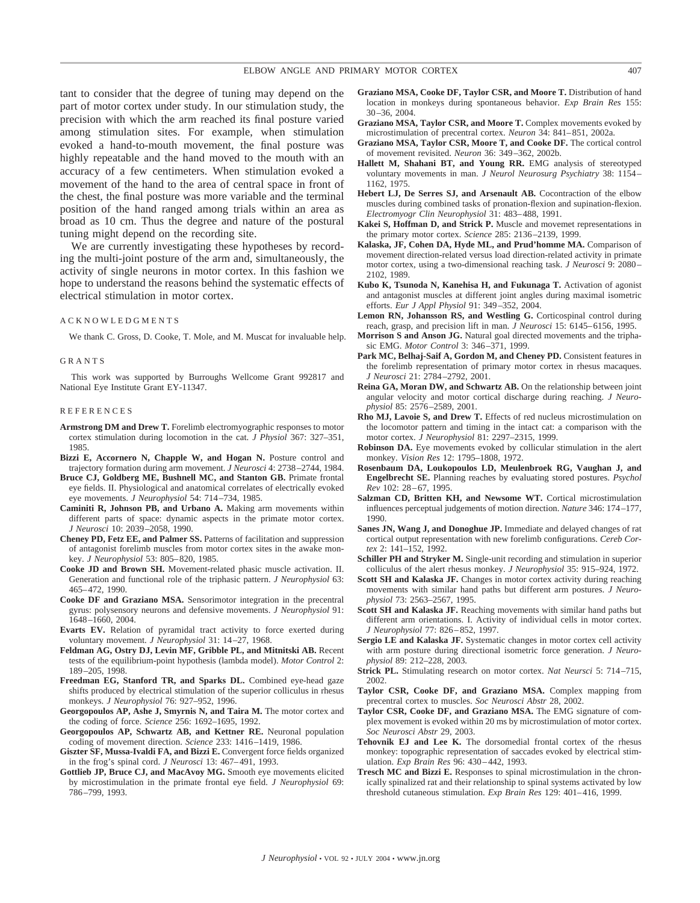tant to consider that the degree of tuning may depend on the part of motor cortex under study. In our stimulation study, the precision with which the arm reached its final posture varied among stimulation sites. For example, when stimulation evoked a hand-to-mouth movement, the final posture was highly repeatable and the hand moved to the mouth with an accuracy of a few centimeters. When stimulation evoked a movement of the hand to the area of central space in front of the chest, the final posture was more variable and the terminal position of the hand ranged among trials within an area as broad as 10 cm. Thus the degree and nature of the postural tuning might depend on the recording site.

We are currently investigating these hypotheses by recording the multi-joint posture of the arm and, simultaneously, the activity of single neurons in motor cortex. In this fashion we hope to understand the reasons behind the systematic effects of electrical stimulation in motor cortex.

## ACKNOWLEDGMENTS

We thank C. Gross, D. Cooke, T. Mole, and M. Muscat for invaluable help.

## GRANTS

This work was supported by Burroughs Wellcome Grant 992817 and National Eye Institute Grant EY-11347.

## REFERENCES

**Armstrong DM and Drew T.** Forelimb electromyographic responses to motor cortex stimulation during locomotion in the cat. *J Physiol* 367: 327–351, 1985.

**Bizzi E, Accornero N, Chapple W, and Hogan N.** Posture control and trajectory formation during arm movement. *J Neurosci* 4: 2738–2744, 1984.

**Bruce CJ, Goldberg ME, Bushnell MC, and Stanton GB.** Primate frontal eye fields. II. Physiological and anatomical correlates of electrically evoked eye movements. *J Neurophysiol* 54: 714–734, 1985.

**Caminiti R, Johnson PB, and Urbano A.** Making arm movements within different parts of space: dynamic aspects in the primate motor cortex. *J Neurosci* 10: 2039–2058, 1990.

**Cheney PD, Fetz EE, and Palmer SS.** Patterns of facilitation and suppression of antagonist forelimb muscles from motor cortex sites in the awake monkey. *J Neurophysiol* 53: 805–820, 1985.

**Cooke JD and Brown SH.** Movement-related phasic muscle activation. II. Generation and functional role of the triphasic pattern. *J Neurophysiol* 63: 465–472, 1990.

**Cooke DF and Graziano MSA.** Sensorimotor integration in the precentral gyrus: polysensory neurons and defensive movements. *J Neurophysiol* 91: 1648–1660, 2004.

**Evarts EV.** Relation of pyramidal tract activity to force exerted during voluntary movement. *J Neurophysiol* 31: 14–27, 1968.

**Feldman AG, Ostry DJ, Levin MF, Gribble PL, and Mitnitski AB.** Recent tests of the equilibrium-point hypothesis (lambda model). *Motor Control* 2: 189–205, 1998.

**Freedman EG, Stanford TR, and Sparks DL.** Combined eye-head gaze shifts produced by electrical stimulation of the superior colliculus in rhesus monkeys. *J Neurophysiol* 76: 927–952, 1996.

**Georgopoulos AP, Ashe J, Smyrnis N, and Taira M.** The motor cortex and the coding of force. *Science* 256: 1692–1695, 1992.

**Georgopoulos AP, Schwartz AB, and Kettner RE.** Neuronal population coding of movement direction. *Science* 233: 1416–1419, 1986.

**Giszter SF, Mussa-Ivaldi FA, and Bizzi E.** Convergent force fields organized in the frog's spinal cord. *J Neurosci* 13: 467–491, 1993.

**Gottlieb JP, Bruce CJ, and MacAvoy MG.** Smooth eye movements elicited by microstimulation in the primate frontal eye field. *J Neurophysiol* 69: 786–799, 1993.

**Graziano MSA, Cooke DF, Taylor CSR, and Moore T.** Distribution of hand location in monkeys during spontaneous behavior. *Exp Brain Res* 155: 30–36, 2004.

**Graziano MSA, Taylor CSR, and Moore T.** Complex movements evoked by microstimulation of precentral cortex. *Neuron* 34: 841–851, 2002a.

**Graziano MSA, Taylor CSR, Moore T, and Cooke DF.** The cortical control of movement revisited. *Neuron* 36: 349–362, 2002b.

**Hallett M, Shahani BT, and Young RR.** EMG analysis of stereotyped voluntary movements in man. *J Neurol Neurosurg Psychiatry* 38: 1154–1162, 1975.

**Hebert LJ, De Serres SJ, and Arsenault AB.** Cocontraction of the elbow muscles during combined tasks of pronation-flexion and supination-flexion. *Electromyogr Clin Neurophysiol* 31: 483–488, 1991.

**Kakei S, Hoffman D, and Strick P.** Muscle and movemet representations in the primary motor cortex. *Science* 285: 2136–2139, 1999.

**Kalaska, JF, Cohen DA, Hyde ML, and Prud'homme MA.** Comparison of movement direction-related versus load direction-related activity in primate motor cortex, using a two-dimensional reaching task. *J Neurosci* 9: 2080–2102, 1989.

**Kubo K, Tsunoda N, Kanehisa H, and Fukunaga T.** Activation of agonist and antagonist muscles at different joint angles during maximal isometric efforts. *Eur J Appl Physiol* 91: 349–352, 2004.

**Lemon RN, Johansson RS, and Westling G.** Corticospinal control during reach, grasp, and precision lift in man. *J Neurosci* 15: 6145–6156, 1995.

**Morrison S and Anson JG.** Natural goal directed movements and the triphasic EMG. *Motor Control* 3: 346–371, 1999.

**Park MC, Belhaj-Saif A, Gordon M, and Cheney PD.** Consistent features in the forelimb representation of primary motor cortex in rhesus macaques. *J Neurosci* 21: 2784–2792, 2001.

**Reina GA, Moran DW, and Schwartz AB.** On the relationship between joint angular velocity and motor cortical discharge during reaching. *J Neurophysiol* 85: 2576–2589, 2001.

**Rho MJ, Lavoie S, and Drew T.** Effects of red nucleus microstimulation on the locomotor pattern and timing in the intact cat: a comparison with the motor cortex. *J Neurophysiol* 81: 2297–2315, 1999.

**Robinson DA.** Eye movements evoked by collicular stimulation in the alert monkey. *Vision Res* 12: 1795–1808, 1972.

**Rosenbaum DA, Loukopoulos LD, Meulenbroek RG, Vaughan J, and Engelbrecht SE.** Planning reaches by evaluating stored postures. *Psychol Rev* 102: 28–67, 1995.

**Salzman CD, Britten KH, and Newsome WT.** Cortical microstimulation influences perceptual judgements of motion direction. *Nature* 346: 174–177, 1990.

**Sanes JN, Wang J, and Donoghue JP.** Immediate and delayed changes of rat cortical output representation with new forelimb configurations. *Cereb Cortex* 2: 141–152, 1992.

**Schiller PH and Stryker M.** Single-unit recording and stimulation in superior colliculus of the alert rhesus monkey. *J Neurophysiol* 35: 915–924, 1972.

**Scott SH and Kalaska JF.** Changes in motor cortex activity during reaching movements with similar hand paths but different arm postures. *J Neurophysiol* 73: 2563–2567, 1995.

**Scott SH and Kalaska JF.** Reaching movements with similar hand paths but different arm orientations. I. Activity of individual cells in motor cortex. *J Neurophysiol* 77: 826–852, 1997.

**Sergio LE and Kalaska JF.** Systematic changes in motor cortex cell activity with arm posture during directional isometric force generation. *J Neurophysiol* 89: 212–228, 2003.

**Strick PL.** Stimulating research on motor cortex. *Nat Neursci* 5: 714–715, 2002.

**Taylor CSR, Cooke DF, and Graziano MSA.** Complex mapping from precentral cortex to muscles. *Soc Neurosci Abstr* 28, 2002.

**Taylor CSR, Cooke DF, and Graziano MSA.** The EMG signature of complex movement is evoked within 20 ms by microstimulation of motor cortex. *Soc Neurosci Abstr* 29, 2003.

**Tehovnik EJ and Lee K.** The dorsomedial frontal cortex of the rhesus monkey: topographic representation of saccades evoked by electrical stimulation. *Exp Brain Res* 96: 430–442, 1993.

**Tresch MC and Bizzi E.** Responses to spinal microstimulation in the chronically spinalized rat and their relationship to spinal systems activated by low threshold cutaneous stimulation. *Exp Brain Res* 129: 401–416, 1999.